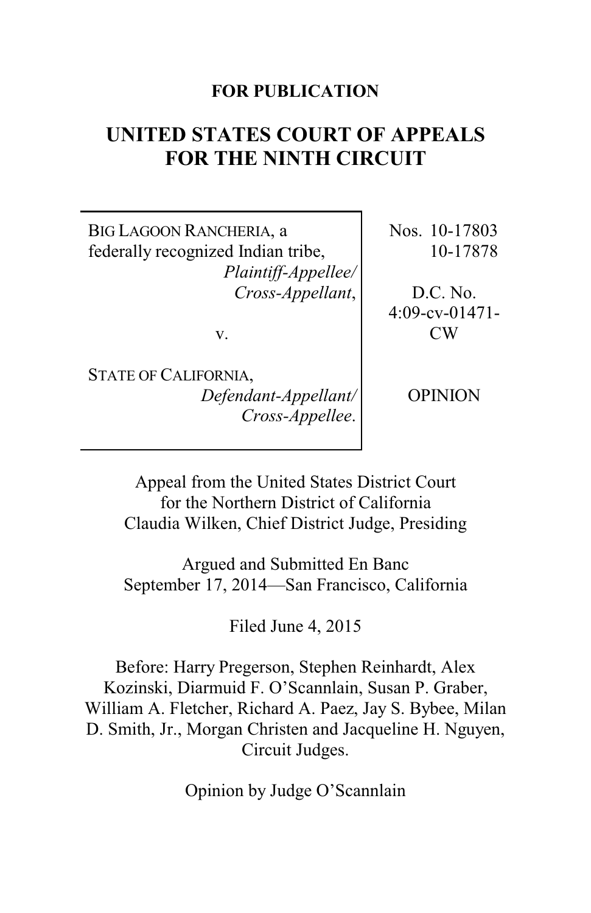**FOR PUBLICATION**

# UNITED STATES COURT OF APPEALS FOR THE NINTH CIRCUIT

| | |
|---|---|
| BIG LAGOON RANCHERIA, a federally recognized Indian tribe, *Plaintiff-Appellee/ Cross-Appellant*,<br><br>v.<br><br>STATE OF CALIFORNIA, *Defendant-Appellant/ Cross-Appellee*. | Nos. 10-17803<br>10-17878<br><br>D.C. No. 4:09-cv-01471-CW<br><br>OPINION |

Appeal from the United States District Court for the Northern District of California
Claudia Wilken, Chief District Judge, Presiding

Argued and Submitted En Banc
September 17, 2014—San Francisco, California

Filed June 4, 2015

Before: Harry Pregerson, Stephen Reinhardt, Alex Kozinski, Diarmuid F. O'Scannlain, Susan P. Graber, William A. Fletcher, Richard A. Paez, Jay S. Bybee, Milan D. Smith, Jr., Morgan Christen and Jacqueline H. Nguyen, Circuit Judges.

Opinion by Judge O'Scannlain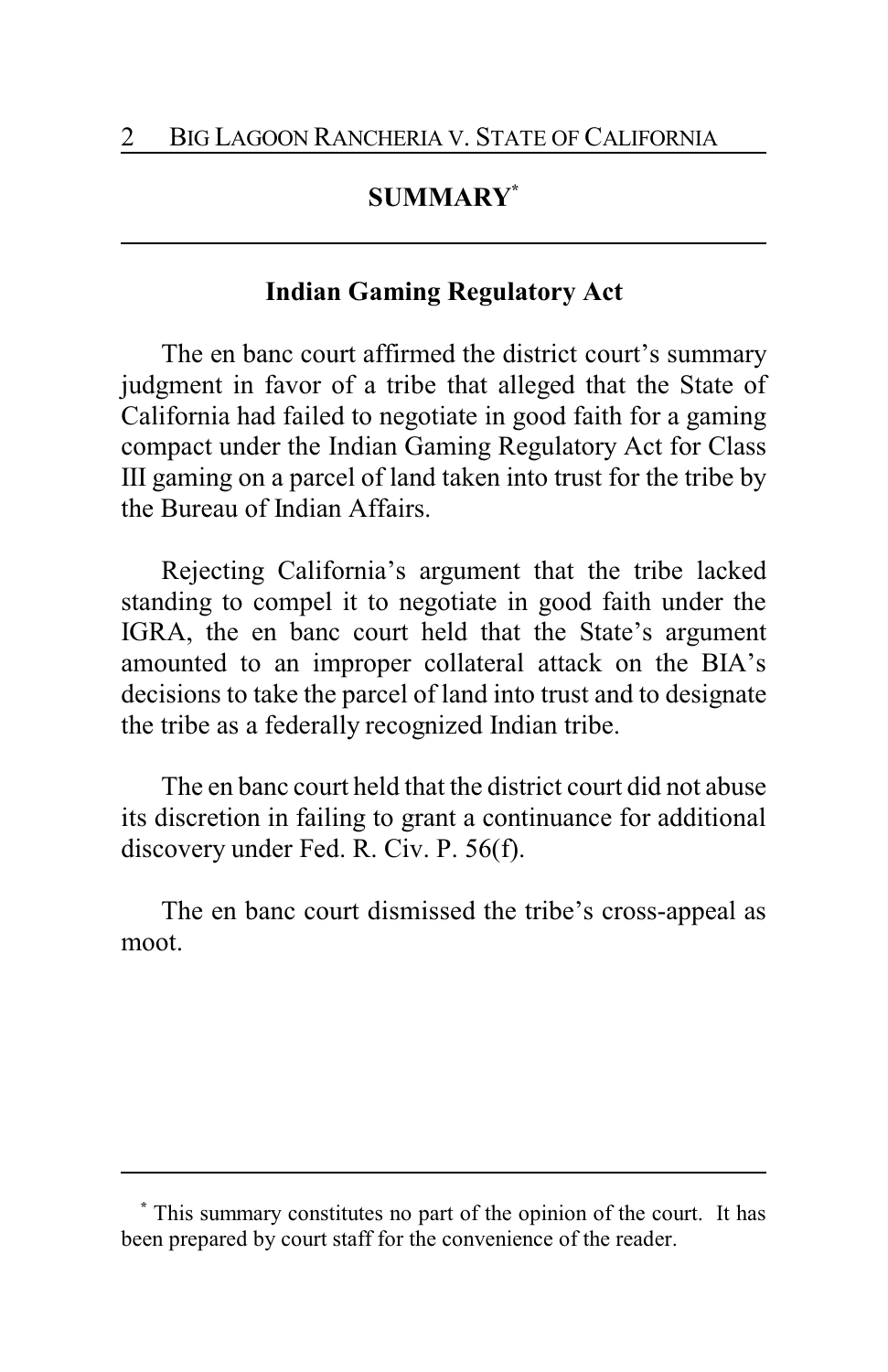## SUMMARY*

### Indian Gaming Regulatory Act

The en banc court affirmed the district court's summary judgment in favor of a tribe that alleged that the State of California had failed to negotiate in good faith for a gaming compact under the Indian Gaming Regulatory Act for Class III gaming on a parcel of land taken into trust for the tribe by the Bureau of Indian Affairs.

Rejecting California's argument that the tribe lacked standing to compel it to negotiate in good faith under the IGRA, the en banc court held that the State's argument amounted to an improper collateral attack on the BIA's decisions to take the parcel of land into trust and to designate the tribe as a federally recognized Indian tribe.

The en banc court held that the district court did not abuse its discretion in failing to grant a continuance for additional discovery under Fed. R. Civ. P. 56(f).

The en banc court dismissed the tribe's cross-appeal as moot.

---

* This summary constitutes no part of the opinion of the court. It has been prepared by court staff for the convenience of the reader.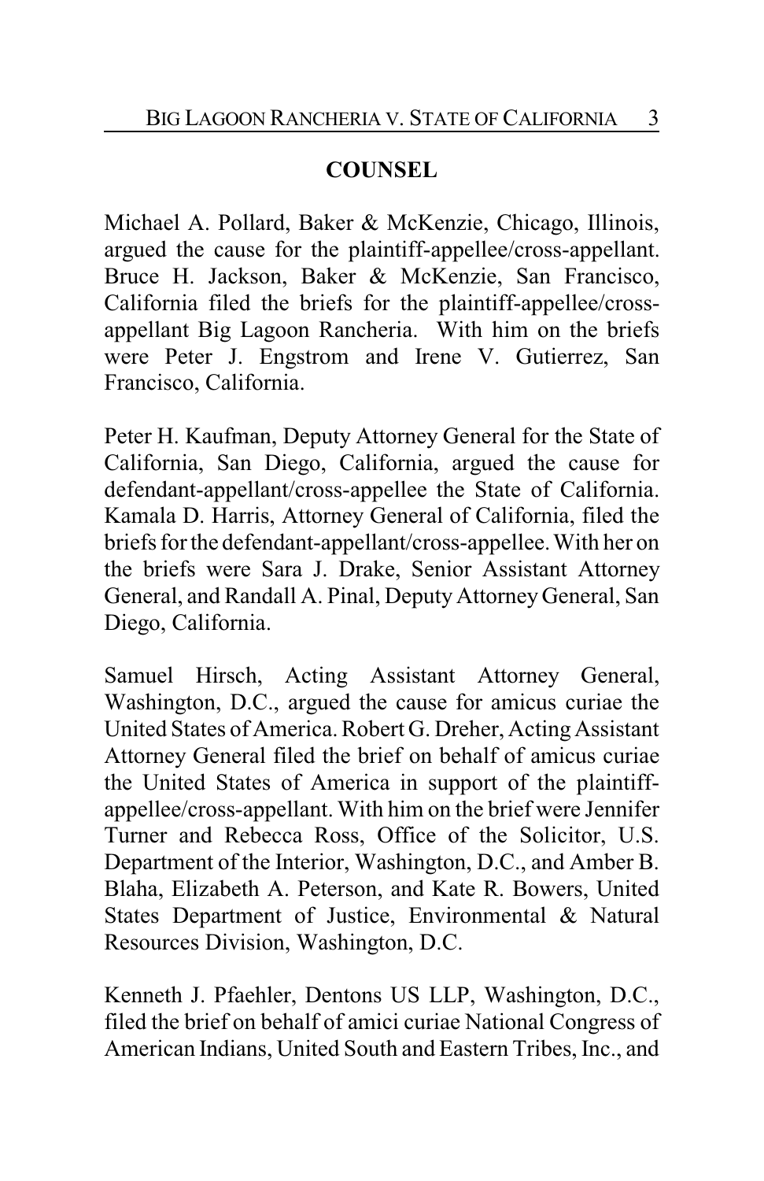## COUNSEL

Michael A. Pollard, Baker & McKenzie, Chicago, Illinois, argued the cause for the plaintiff-appellee/cross-appellant. Bruce H. Jackson, Baker & McKenzie, San Francisco, California filed the briefs for the plaintiff-appellee/cross-appellant Big Lagoon Rancheria. With him on the briefs were Peter J. Engstrom and Irene V. Gutierrez, San Francisco, California.

Peter H. Kaufman, Deputy Attorney General for the State of California, San Diego, California, argued the cause for defendant-appellant/cross-appellee the State of California. Kamala D. Harris, Attorney General of California, filed the briefs for the defendant-appellant/cross-appellee. With her on the briefs were Sara J. Drake, Senior Assistant Attorney General, and Randall A. Pinal, Deputy Attorney General, San Diego, California.

Samuel Hirsch, Acting Assistant Attorney General, Washington, D.C., argued the cause for amicus curiae the United States of America. Robert G. Dreher, Acting Assistant Attorney General filed the brief on behalf of amicus curiae the United States of America in support of the plaintiff-appellee/cross-appellant. With him on the brief were Jennifer Turner and Rebecca Ross, Office of the Solicitor, U.S. Department of the Interior, Washington, D.C., and Amber B. Blaha, Elizabeth A. Peterson, and Kate R. Bowers, United States Department of Justice, Environmental & Natural Resources Division, Washington, D.C.

Kenneth J. Pfaehler, Dentons US LLP, Washington, D.C., filed the brief on behalf of amici curiae National Congress of American Indians, United South and Eastern Tribes, Inc., and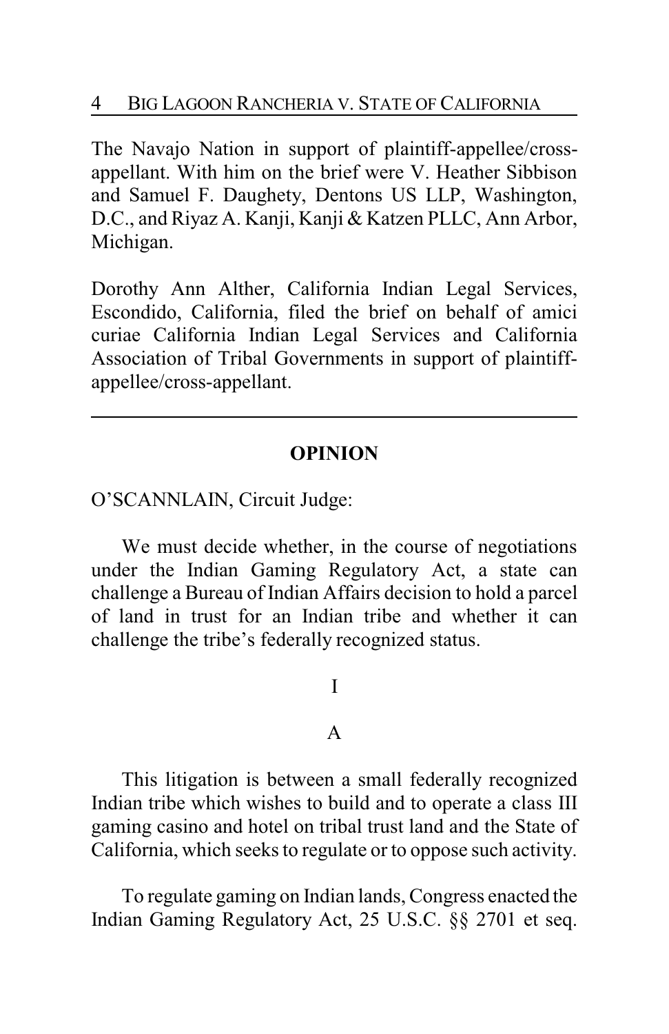The Navajo Nation in support of plaintiff-appellee/cross-appellant. With him on the brief were V. Heather Sibbison and Samuel F. Daughety, Dentons US LLP, Washington, D.C., and Riyaz A. Kanji, Kanji & Katzen PLLC, Ann Arbor, Michigan.

Dorothy Ann Alther, California Indian Legal Services, Escondido, California, filed the brief on behalf of amici curiae California Indian Legal Services and California Association of Tribal Governments in support of plaintiff-appellee/cross-appellant.

---

## OPINION

O'SCANNLAIN, Circuit Judge:

We must decide whether, in the course of negotiations under the Indian Gaming Regulatory Act, a state can challenge a Bureau of Indian Affairs decision to hold a parcel of land in trust for an Indian tribe and whether it can challenge the tribe's federally recognized status.

### I

#### A

This litigation is between a small federally recognized Indian tribe which wishes to build and to operate a class III gaming casino and hotel on tribal trust land and the State of California, which seeks to regulate or to oppose such activity.

To regulate gaming on Indian lands, Congress enacted the Indian Gaming Regulatory Act, 25 U.S.C. §§ 2701 et seq.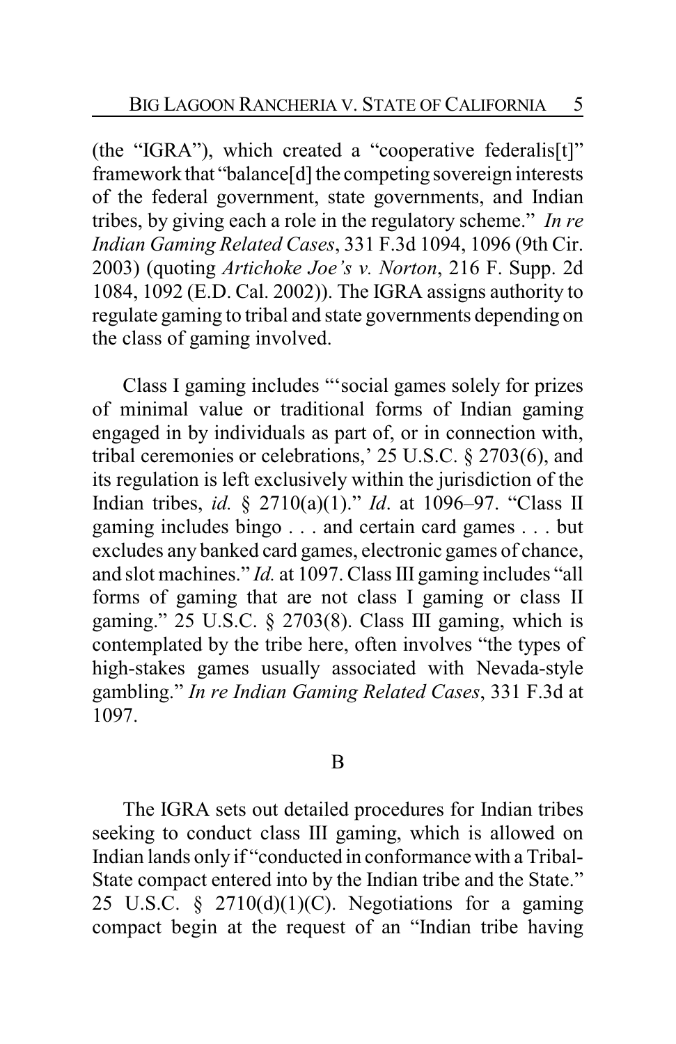(the "IGRA"), which created a "cooperative federalis[t]" framework that "balance[d] the competing sovereign interests of the federal government, state governments, and Indian tribes, by giving each a role in the regulatory scheme." *In re Indian Gaming Related Cases*, 331 F.3d 1094, 1096 (9th Cir. 2003) (quoting *Artichoke Joe's v. Norton*, 216 F. Supp. 2d 1084, 1092 (E.D. Cal. 2002)). The IGRA assigns authority to regulate gaming to tribal and state governments depending on the class of gaming involved.

Class I gaming includes "'social games solely for prizes of minimal value or traditional forms of Indian gaming engaged in by individuals as part of, or in connection with, tribal ceremonies or celebrations,' 25 U.S.C. § 2703(6), and its regulation is left exclusively within the jurisdiction of the Indian tribes, *id.* § 2710(a)(1)." *Id*. at 1096–97. "Class II gaming includes bingo . . . and certain card games . . . but excludes any banked card games, electronic games of chance, and slot machines." *Id.* at 1097. Class III gaming includes "all forms of gaming that are not class I gaming or class II gaming." 25 U.S.C. § 2703(8). Class III gaming, which is contemplated by the tribe here, often involves "the types of high-stakes games usually associated with Nevada-style gambling." *In re Indian Gaming Related Cases*, 331 F.3d at 1097.

B

The IGRA sets out detailed procedures for Indian tribes seeking to conduct class III gaming, which is allowed on Indian lands only if "conducted in conformance with a Tribal-State compact entered into by the Indian tribe and the State." 25 U.S.C. § 2710(d)(1)(C). Negotiations for a gaming compact begin at the request of an "Indian tribe having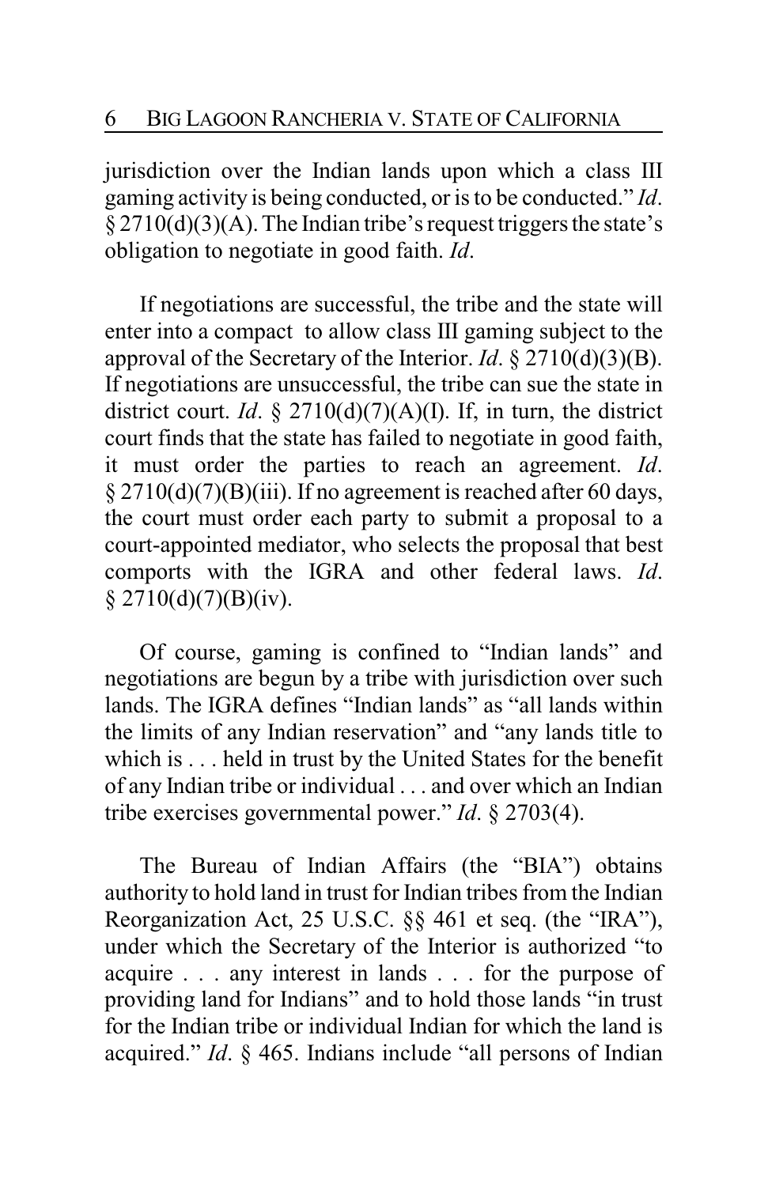jurisdiction over the Indian lands upon which a class III gaming activity is being conducted, or is to be conducted." *Id.* § 2710(d)(3)(A). The Indian tribe's request triggers the state's obligation to negotiate in good faith. *Id.*

If negotiations are successful, the tribe and the state will enter into a compact to allow class III gaming subject to the approval of the Secretary of the Interior. *Id.* § 2710(d)(3)(B). If negotiations are unsuccessful, the tribe can sue the state in district court. *Id.* § 2710(d)(7)(A)(I). If, in turn, the district court finds that the state has failed to negotiate in good faith, it must order the parties to reach an agreement. *Id.* § 2710(d)(7)(B)(iii). If no agreement is reached after 60 days, the court must order each party to submit a proposal to a court-appointed mediator, who selects the proposal that best comports with the IGRA and other federal laws. *Id.* § 2710(d)(7)(B)(iv).

Of course, gaming is confined to "Indian lands" and negotiations are begun by a tribe with jurisdiction over such lands. The IGRA defines "Indian lands" as "all lands within the limits of any Indian reservation" and "any lands title to which is . . . held in trust by the United States for the benefit of any Indian tribe or individual . . . and over which an Indian tribe exercises governmental power." *Id.* § 2703(4).

The Bureau of Indian Affairs (the "BIA") obtains authority to hold land in trust for Indian tribes from the Indian Reorganization Act, 25 U.S.C. §§ 461 et seq. (the "IRA"), under which the Secretary of the Interior is authorized "to acquire . . . any interest in lands . . . for the purpose of providing land for Indians" and to hold those lands "in trust for the Indian tribe or individual Indian for which the land is acquired." *Id.* § 465. Indians include "all persons of Indian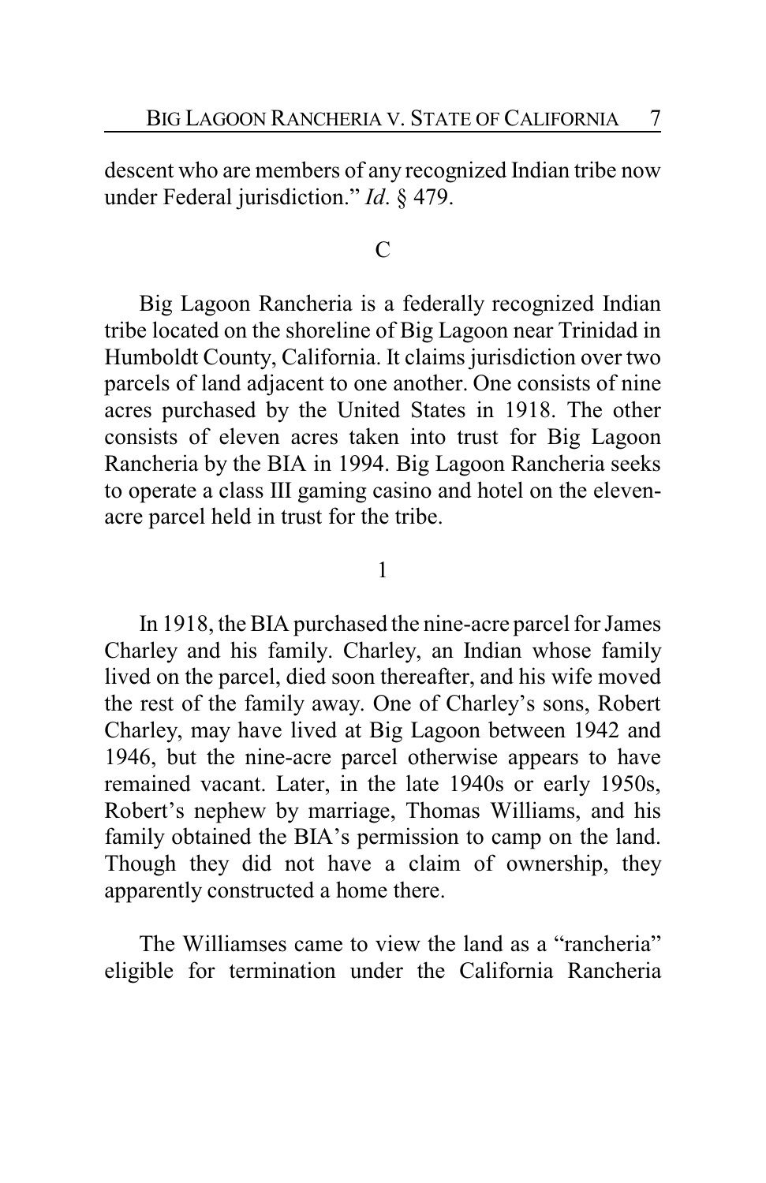descent who are members of any recognized Indian tribe now under Federal jurisdiction." *Id*. § 479.

C

Big Lagoon Rancheria is a federally recognized Indian tribe located on the shoreline of Big Lagoon near Trinidad in Humboldt County, California. It claims jurisdiction over two parcels of land adjacent to one another. One consists of nine acres purchased by the United States in 1918. The other consists of eleven acres taken into trust for Big Lagoon Rancheria by the BIA in 1994. Big Lagoon Rancheria seeks to operate a class III gaming casino and hotel on the eleven-acre parcel held in trust for the tribe.

1

In 1918, the BIA purchased the nine-acre parcel for James Charley and his family. Charley, an Indian whose family lived on the parcel, died soon thereafter, and his wife moved the rest of the family away. One of Charley's sons, Robert Charley, may have lived at Big Lagoon between 1942 and 1946, but the nine-acre parcel otherwise appears to have remained vacant. Later, in the late 1940s or early 1950s, Robert's nephew by marriage, Thomas Williams, and his family obtained the BIA's permission to camp on the land. Though they did not have a claim of ownership, they apparently constructed a home there.

The Williamses came to view the land as a "rancheria" eligible for termination under the California Rancheria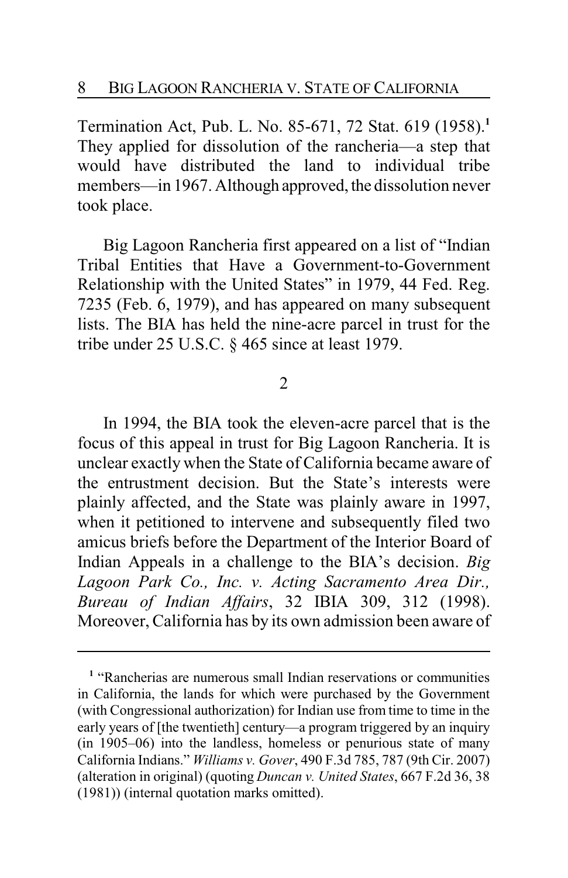Termination Act, Pub. L. No. 85-671, 72 Stat. 619 (1958).[1] They applied for dissolution of the rancheria—a step that would have distributed the land to individual tribe members—in 1967. Although approved, the dissolution never took place.

Big Lagoon Rancheria first appeared on a list of "Indian Tribal Entities that Have a Government-to-Government Relationship with the United States" in 1979, 44 Fed. Reg. 7235 (Feb. 6, 1979), and has appeared on many subsequent lists. The BIA has held the nine-acre parcel in trust for the tribe under 25 U.S.C. § 465 since at least 1979.

2

In 1994, the BIA took the eleven-acre parcel that is the focus of this appeal in trust for Big Lagoon Rancheria. It is unclear exactly when the State of California became aware of the entrustment decision. But the State's interests were plainly affected, and the State was plainly aware in 1997, when it petitioned to intervene and subsequently filed two amicus briefs before the Department of the Interior Board of Indian Appeals in a challenge to the BIA's decision. *Big Lagoon Park Co., Inc. v. Acting Sacramento Area Dir., Bureau of Indian Affairs*, 32 IBIA 309, 312 (1998). Moreover, California has by its own admission been aware of

---

[1] "Rancherias are numerous small Indian reservations or communities in California, the lands for which were purchased by the Government (with Congressional authorization) for Indian use from time to time in the early years of [the twentieth] century—a program triggered by an inquiry (in 1905–06) into the landless, homeless or penurious state of many California Indians." *Williams v. Gover*, 490 F.3d 785, 787 (9th Cir. 2007) (alteration in original) (quoting *Duncan v. United States*, 667 F.2d 36, 38 (1981)) (internal quotation marks omitted).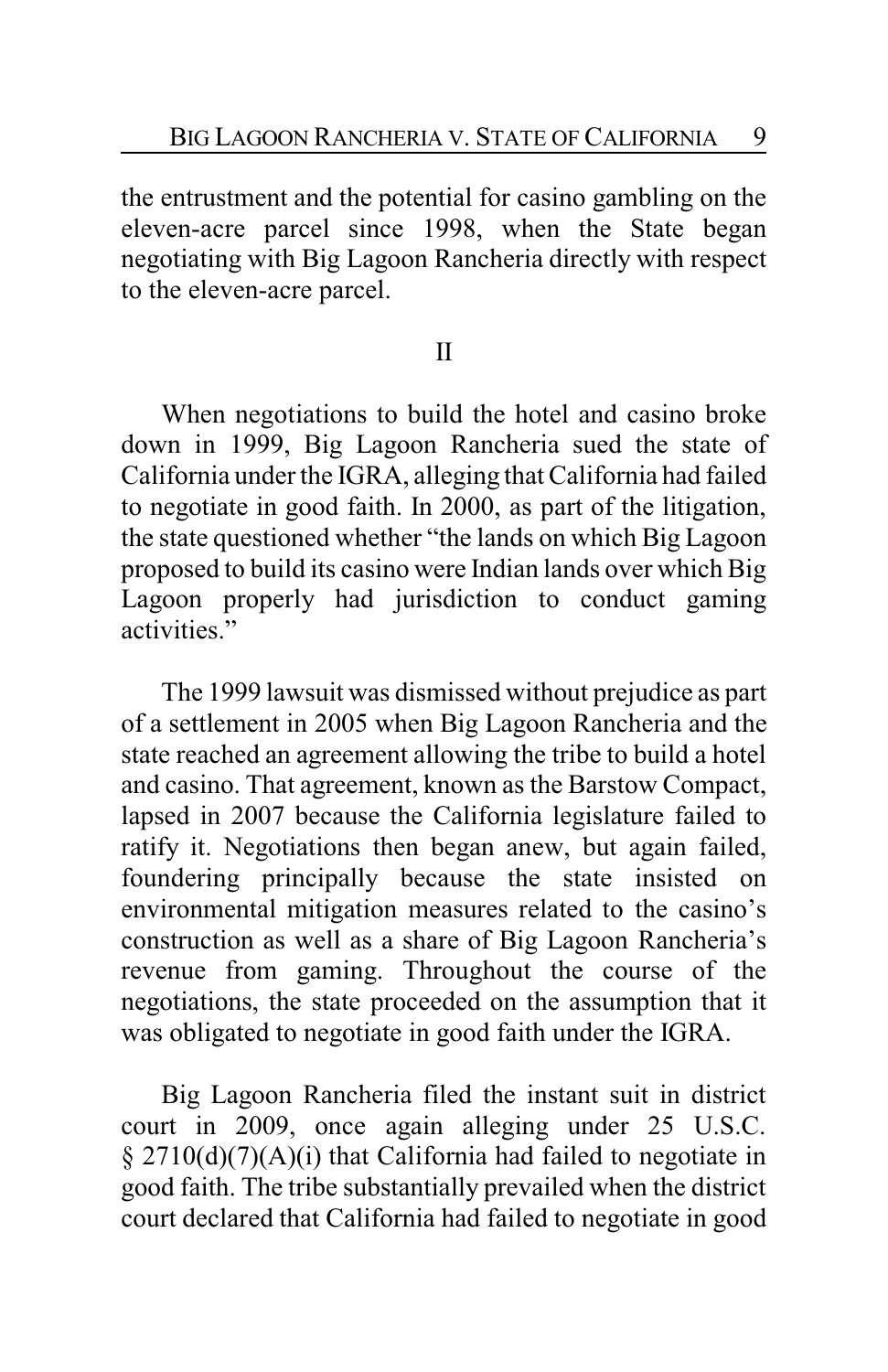the entrustment and the potential for casino gambling on the eleven-acre parcel since 1998, when the State began negotiating with Big Lagoon Rancheria directly with respect to the eleven-acre parcel.

## II

When negotiations to build the hotel and casino broke down in 1999, Big Lagoon Rancheria sued the state of California under the IGRA, alleging that California had failed to negotiate in good faith. In 2000, as part of the litigation, the state questioned whether "the lands on which Big Lagoon proposed to build its casino were Indian lands over which Big Lagoon properly had jurisdiction to conduct gaming activities."

The 1999 lawsuit was dismissed without prejudice as part of a settlement in 2005 when Big Lagoon Rancheria and the state reached an agreement allowing the tribe to build a hotel and casino. That agreement, known as the Barstow Compact, lapsed in 2007 because the California legislature failed to ratify it. Negotiations then began anew, but again failed, foundering principally because the state insisted on environmental mitigation measures related to the casino's construction as well as a share of Big Lagoon Rancheria's revenue from gaming. Throughout the course of the negotiations, the state proceeded on the assumption that it was obligated to negotiate in good faith under the IGRA.

Big Lagoon Rancheria filed the instant suit in district court in 2009, once again alleging under 25 U.S.C. § 2710(d)(7)(A)(i) that California had failed to negotiate in good faith. The tribe substantially prevailed when the district court declared that California had failed to negotiate in good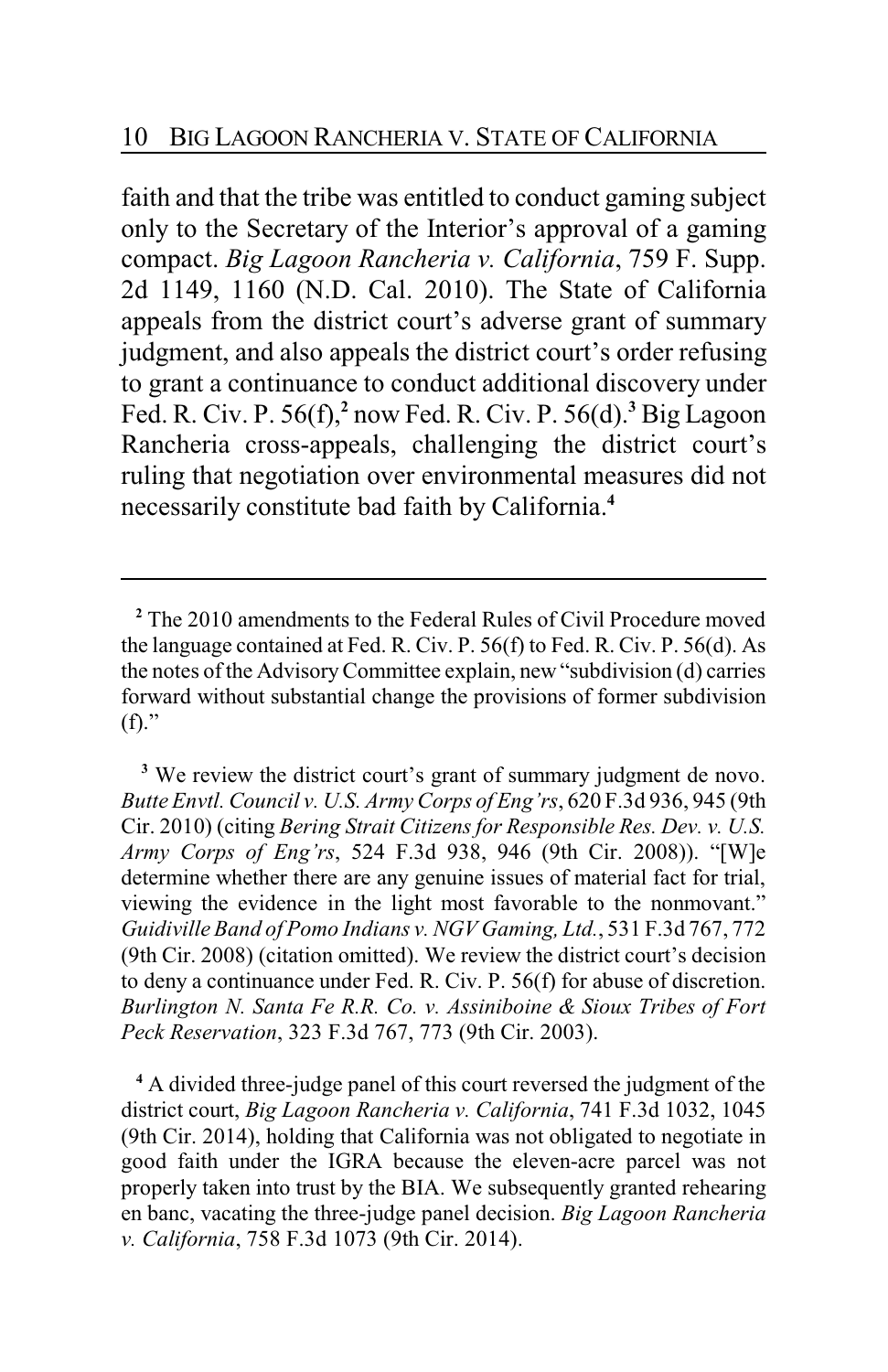faith and that the tribe was entitled to conduct gaming subject only to the Secretary of the Interior's approval of a gaming compact. *Big Lagoon Rancheria v. California*, 759 F. Supp. 2d 1149, 1160 (N.D. Cal. 2010). The State of California appeals from the district court's adverse grant of summary judgment, and also appeals the district court's order refusing to grant a continuance to conduct additional discovery under Fed. R. Civ. P. 56(f),[2] now Fed. R. Civ. P. 56(d).[3] Big Lagoon Rancheria cross-appeals, challenging the district court's ruling that negotiation over environmental measures did not necessarily constitute bad faith by California.[4]

---

[2] The 2010 amendments to the Federal Rules of Civil Procedure moved the language contained at Fed. R. Civ. P. 56(f) to Fed. R. Civ. P. 56(d). As the notes of the Advisory Committee explain, new "subdivision (d) carries forward without substantial change the provisions of former subdivision (f)."

[3] We review the district court's grant of summary judgment de novo. *Butte Envtl. Council v. U.S. Army Corps of Eng'rs*, 620 F.3d 936, 945 (9th Cir. 2010) (citing *Bering Strait Citizens for Responsible Res. Dev. v. U.S. Army Corps of Eng'rs*, 524 F.3d 938, 946 (9th Cir. 2008)). "[W]e determine whether there are any genuine issues of material fact for trial, viewing the evidence in the light most favorable to the nonmovant." *Guidiville Band of Pomo Indians v. NGV Gaming, Ltd.*, 531 F.3d 767, 772 (9th Cir. 2008) (citation omitted). We review the district court's decision to deny a continuance under Fed. R. Civ. P. 56(f) for abuse of discretion. *Burlington N. Santa Fe R.R. Co. v. Assiniboine & Sioux Tribes of Fort Peck Reservation*, 323 F.3d 767, 773 (9th Cir. 2003).

[4] A divided three-judge panel of this court reversed the judgment of the district court, *Big Lagoon Rancheria v. California*, 741 F.3d 1032, 1045 (9th Cir. 2014), holding that California was not obligated to negotiate in good faith under the IGRA because the eleven-acre parcel was not properly taken into trust by the BIA. We subsequently granted rehearing en banc, vacating the three-judge panel decision. *Big Lagoon Rancheria v. California*, 758 F.3d 1073 (9th Cir. 2014).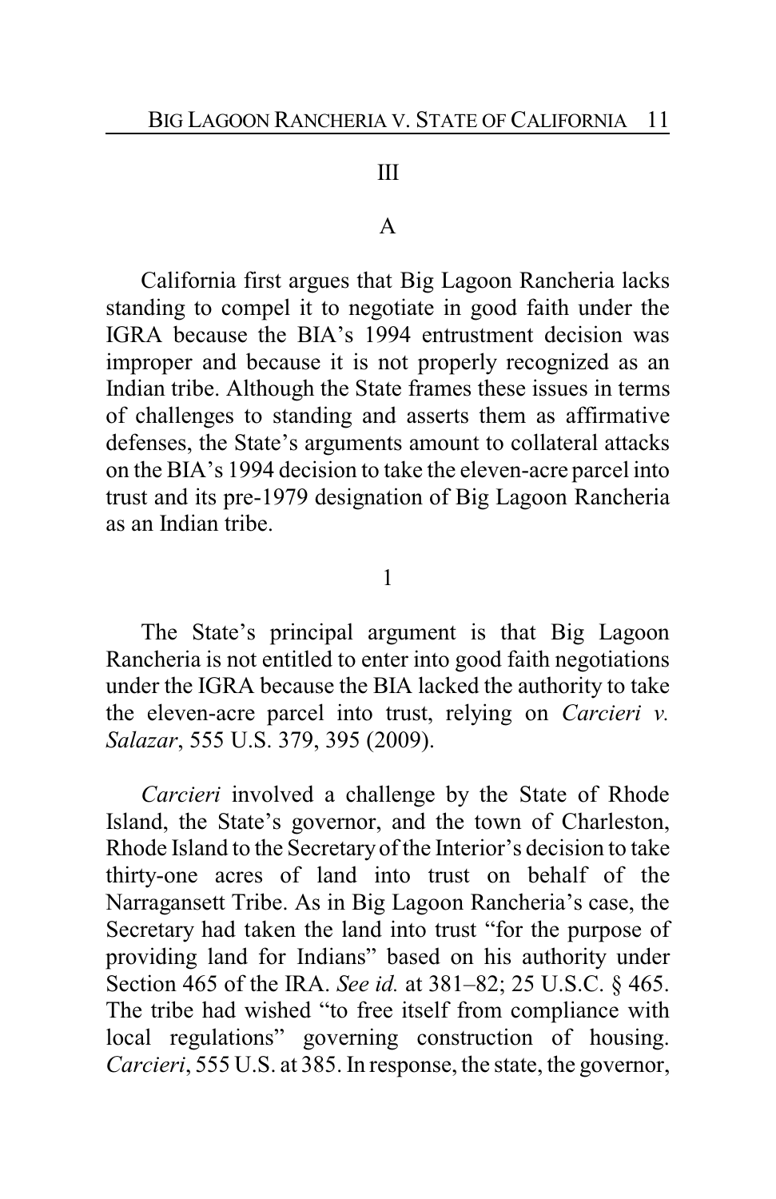## III

### A

California first argues that Big Lagoon Rancheria lacks standing to compel it to negotiate in good faith under the IGRA because the BIA's 1994 entrustment decision was improper and because it is not properly recognized as an Indian tribe. Although the State frames these issues in terms of challenges to standing and asserts them as affirmative defenses, the State's arguments amount to collateral attacks on the BIA's 1994 decision to take the eleven-acre parcel into trust and its pre-1979 designation of Big Lagoon Rancheria as an Indian tribe.

#### 1

The State's principal argument is that Big Lagoon Rancheria is not entitled to enter into good faith negotiations under the IGRA because the BIA lacked the authority to take the eleven-acre parcel into trust, relying on *Carcieri v. Salazar*, 555 U.S. 379, 395 (2009).

*Carcieri* involved a challenge by the State of Rhode Island, the State's governor, and the town of Charleston, Rhode Island to the Secretary of the Interior's decision to take thirty-one acres of land into trust on behalf of the Narragansett Tribe. As in Big Lagoon Rancheria's case, the Secretary had taken the land into trust "for the purpose of providing land for Indians" based on his authority under Section 465 of the IRA. *See id.* at 381–82; 25 U.S.C. § 465. The tribe had wished "to free itself from compliance with local regulations" governing construction of housing. *Carcieri*, 555 U.S. at 385. In response, the state, the governor,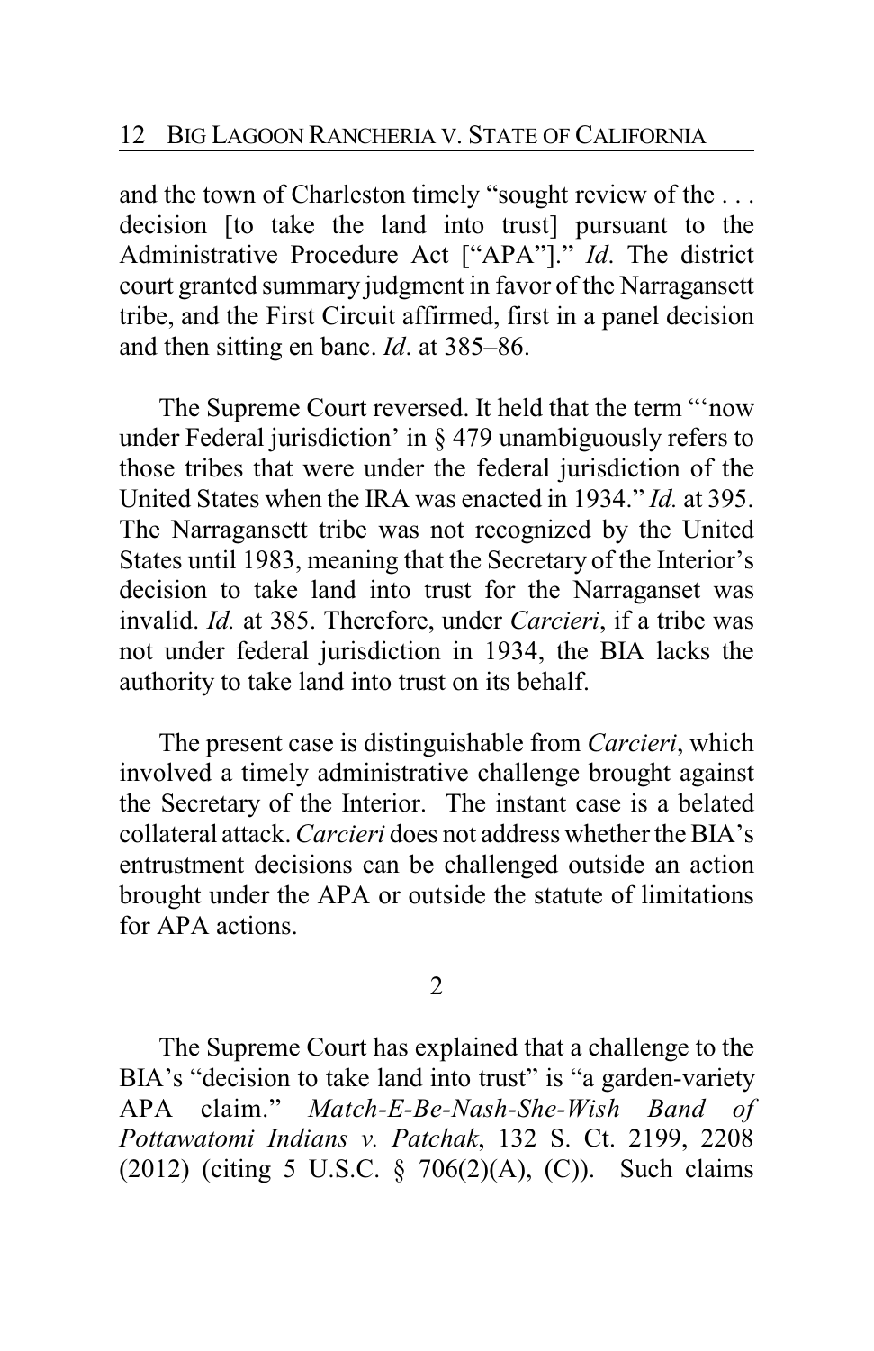and the town of Charleston timely "sought review of the . . . decision [to take the land into trust] pursuant to the Administrative Procedure Act ["APA"]." *Id*. The district court granted summary judgment in favor of the Narragansett tribe, and the First Circuit affirmed, first in a panel decision and then sitting en banc. *Id*. at 385–86.

The Supreme Court reversed. It held that the term "'now under Federal jurisdiction' in § 479 unambiguously refers to those tribes that were under the federal jurisdiction of the United States when the IRA was enacted in 1934." *Id.* at 395. The Narragansett tribe was not recognized by the United States until 1983, meaning that the Secretary of the Interior's decision to take land into trust for the Narraganset was invalid. *Id.* at 385. Therefore, under *Carcieri*, if a tribe was not under federal jurisdiction in 1934, the BIA lacks the authority to take land into trust on its behalf.

The present case is distinguishable from *Carcieri*, which involved a timely administrative challenge brought against the Secretary of the Interior. The instant case is a belated collateral attack. *Carcieri* does not address whether the BIA's entrustment decisions can be challenged outside an action brought under the APA or outside the statute of limitations for APA actions.

2

The Supreme Court has explained that a challenge to the BIA's "decision to take land into trust" is "a garden-variety APA claim." *Match-E-Be-Nash-She-Wish Band of Pottawatomi Indians v. Patchak*, 132 S. Ct. 2199, 2208 (2012) (citing 5 U.S.C. § 706(2)(A), (C)). Such claims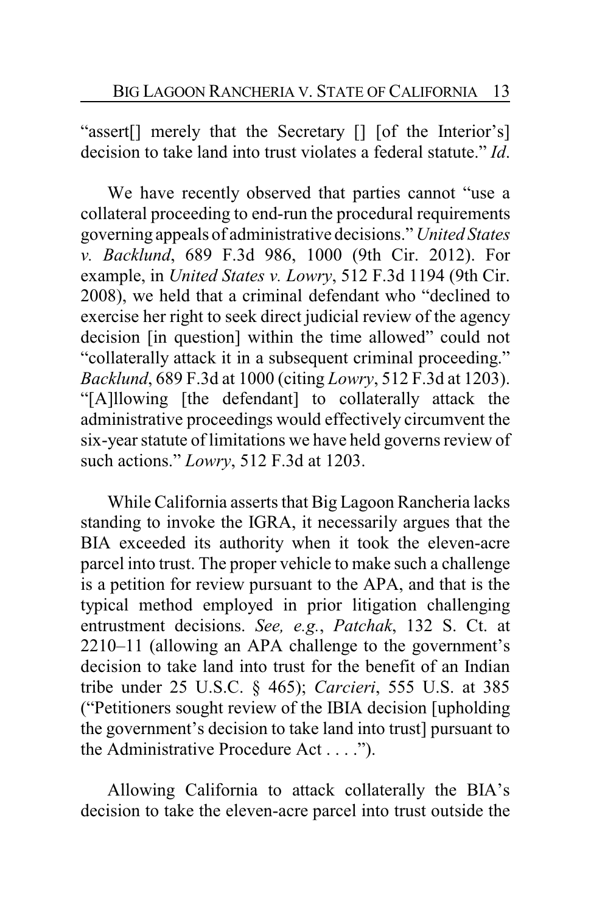"assert[] merely that the Secretary [] [of the Interior's] decision to take land into trust violates a federal statute." *Id*.

We have recently observed that parties cannot "use a collateral proceeding to end-run the procedural requirements governing appeals of administrative decisions." *United States v. Backlund*, 689 F.3d 986, 1000 (9th Cir. 2012). For example, in *United States v. Lowry*, 512 F.3d 1194 (9th Cir. 2008), we held that a criminal defendant who "declined to exercise her right to seek direct judicial review of the agency decision [in question] within the time allowed" could not "collaterally attack it in a subsequent criminal proceeding." *Backlund*, 689 F.3d at 1000 (citing *Lowry*, 512 F.3d at 1203). "[A]llowing [the defendant] to collaterally attack the administrative proceedings would effectively circumvent the six-year statute of limitations we have held governs review of such actions." *Lowry*, 512 F.3d at 1203.

While California asserts that Big Lagoon Rancheria lacks standing to invoke the IGRA, it necessarily argues that the BIA exceeded its authority when it took the eleven-acre parcel into trust. The proper vehicle to make such a challenge is a petition for review pursuant to the APA, and that is the typical method employed in prior litigation challenging entrustment decisions. *See, e.g.*, *Patchak*, 132 S. Ct. at 2210–11 (allowing an APA challenge to the government's decision to take land into trust for the benefit of an Indian tribe under 25 U.S.C. § 465); *Carcieri*, 555 U.S. at 385 ("Petitioners sought review of the IBIA decision [upholding the government's decision to take land into trust] pursuant to the Administrative Procedure Act . . . .").

Allowing California to attack collaterally the BIA's decision to take the eleven-acre parcel into trust outside the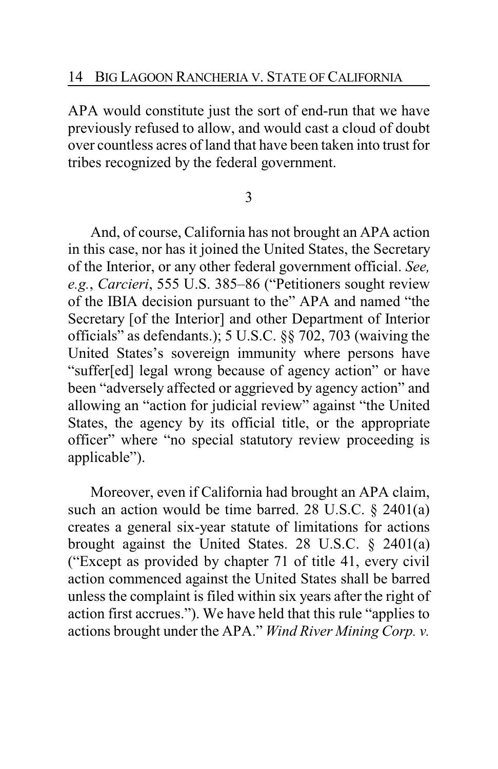APA would constitute just the sort of end-run that we have previously refused to allow, and would cast a cloud of doubt over countless acres of land that have been taken into trust for tribes recognized by the federal government.

3

And, of course, California has not brought an APA action in this case, nor has it joined the United States, the Secretary of the Interior, or any other federal government official. *See, e.g.*, *Carcieri*, 555 U.S. 385–86 ("Petitioners sought review of the IBIA decision pursuant to the" APA and named "the Secretary [of the Interior] and other Department of Interior officials" as defendants.); 5 U.S.C. §§ 702, 703 (waiving the United States's sovereign immunity where persons have "suffer[ed] legal wrong because of agency action" or have been "adversely affected or aggrieved by agency action" and allowing an "action for judicial review" against "the United States, the agency by its official title, or the appropriate officer" where "no special statutory review proceeding is applicable").

Moreover, even if California had brought an APA claim, such an action would be time barred. 28 U.S.C. § 2401(a) creates a general six-year statute of limitations for actions brought against the United States. 28 U.S.C. § 2401(a) ("Except as provided by chapter 71 of title 41, every civil action commenced against the United States shall be barred unless the complaint is filed within six years after the right of action first accrues."). We have held that this rule "applies to actions brought under the APA." *Wind River Mining Corp. v.*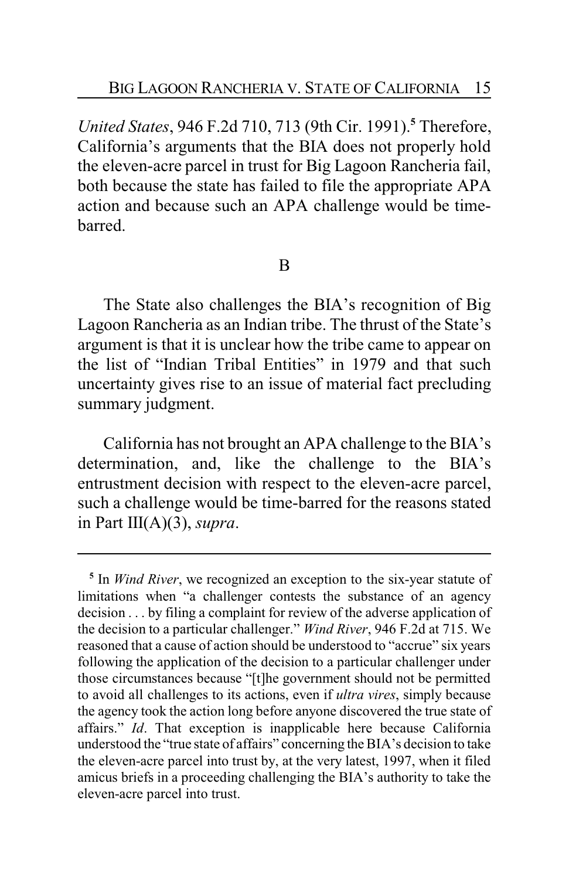*United States*, 946 F.2d 710, 713 (9th Cir. 1991).[5] Therefore, California's arguments that the BIA does not properly hold the eleven-acre parcel in trust for Big Lagoon Rancheria fail, both because the state has failed to file the appropriate APA action and because such an APA challenge would be time-barred.

### B

The State also challenges the BIA's recognition of Big Lagoon Rancheria as an Indian tribe. The thrust of the State's argument is that it is unclear how the tribe came to appear on the list of "Indian Tribal Entities" in 1979 and that such uncertainty gives rise to an issue of material fact precluding summary judgment.

California has not brought an APA challenge to the BIA's determination, and, like the challenge to the BIA's entrustment decision with respect to the eleven-acre parcel, such a challenge would be time-barred for the reasons stated in Part III(A)(3), *supra*.

---

[5] In *Wind River*, we recognized an exception to the six-year statute of limitations when "a challenger contests the substance of an agency decision . . . by filing a complaint for review of the adverse application of the decision to a particular challenger." *Wind River*, 946 F.2d at 715. We reasoned that a cause of action should be understood to "accrue" six years following the application of the decision to a particular challenger under those circumstances because "[t]he government should not be permitted to avoid all challenges to its actions, even if *ultra vires*, simply because the agency took the action long before anyone discovered the true state of affairs." *Id*. That exception is inapplicable here because California understood the "true state of affairs" concerning the BIA's decision to take the eleven-acre parcel into trust by, at the very latest, 1997, when it filed amicus briefs in a proceeding challenging the BIA's authority to take the eleven-acre parcel into trust.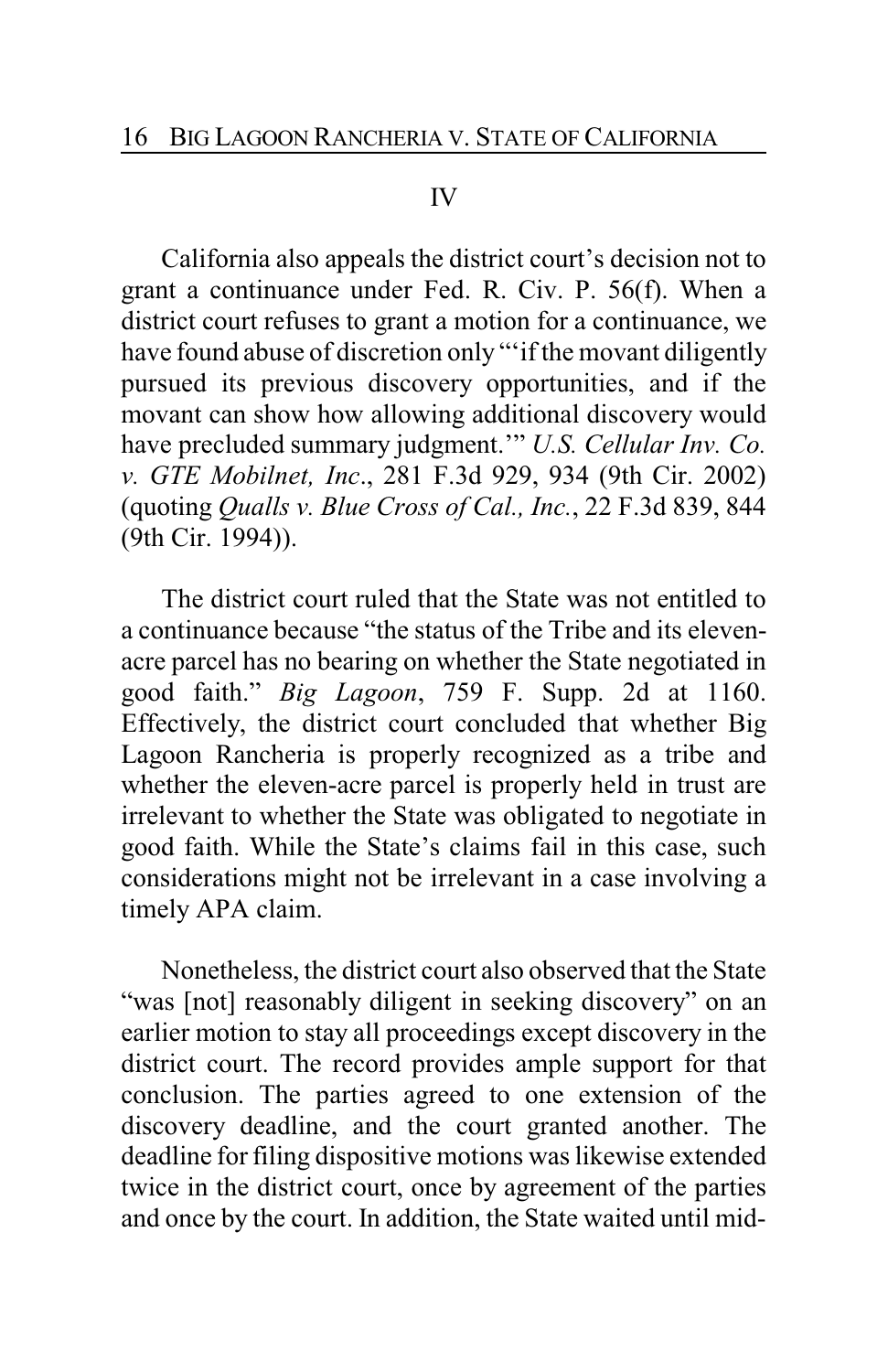## IV

California also appeals the district court's decision not to grant a continuance under Fed. R. Civ. P. 56(f). When a district court refuses to grant a motion for a continuance, we have found abuse of discretion only "'if the movant diligently pursued its previous discovery opportunities, and if the movant can show how allowing additional discovery would have precluded summary judgment.'" *U.S. Cellular Inv. Co. v. GTE Mobilnet, Inc*., 281 F.3d 929, 934 (9th Cir. 2002) (quoting *Qualls v. Blue Cross of Cal., Inc.*, 22 F.3d 839, 844 (9th Cir. 1994)).

The district court ruled that the State was not entitled to a continuance because "the status of the Tribe and its eleven-acre parcel has no bearing on whether the State negotiated in good faith." *Big Lagoon*, 759 F. Supp. 2d at 1160. Effectively, the district court concluded that whether Big Lagoon Rancheria is properly recognized as a tribe and whether the eleven-acre parcel is properly held in trust are irrelevant to whether the State was obligated to negotiate in good faith. While the State's claims fail in this case, such considerations might not be irrelevant in a case involving a timely APA claim.

Nonetheless, the district court also observed that the State "was [not] reasonably diligent in seeking discovery" on an earlier motion to stay all proceedings except discovery in the district court. The record provides ample support for that conclusion. The parties agreed to one extension of the discovery deadline, and the court granted another. The deadline for filing dispositive motions was likewise extended twice in the district court, once by agreement of the parties and once by the court. In addition, the State waited until mid-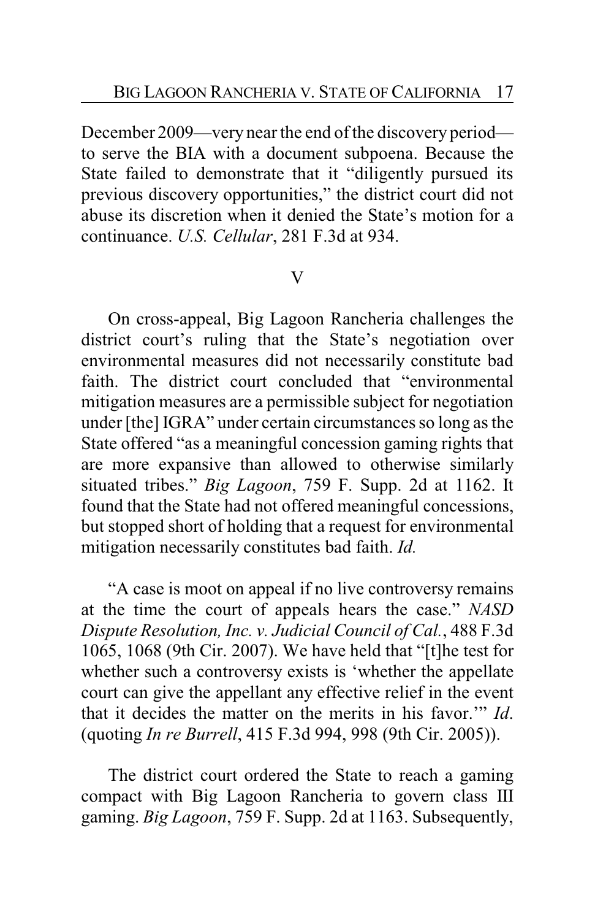December 2009—very near the end of the discovery period—to serve the BIA with a document subpoena. Because the State failed to demonstrate that it "diligently pursued its previous discovery opportunities," the district court did not abuse its discretion when it denied the State's motion for a continuance. *U.S. Cellular*, 281 F.3d at 934.

## V

On cross-appeal, Big Lagoon Rancheria challenges the district court's ruling that the State's negotiation over environmental measures did not necessarily constitute bad faith. The district court concluded that "environmental mitigation measures are a permissible subject for negotiation under [the] IGRA" under certain circumstances so long as the State offered "as a meaningful concession gaming rights that are more expansive than allowed to otherwise similarly situated tribes." *Big Lagoon*, 759 F. Supp. 2d at 1162. It found that the State had not offered meaningful concessions, but stopped short of holding that a request for environmental mitigation necessarily constitutes bad faith. *Id.*

"A case is moot on appeal if no live controversy remains at the time the court of appeals hears the case." *NASD Dispute Resolution, Inc. v. Judicial Council of Cal.*, 488 F.3d 1065, 1068 (9th Cir. 2007). We have held that "[t]he test for whether such a controversy exists is 'whether the appellate court can give the appellant any effective relief in the event that it decides the matter on the merits in his favor.'" *Id.* (quoting *In re Burrell*, 415 F.3d 994, 998 (9th Cir. 2005)).

The district court ordered the State to reach a gaming compact with Big Lagoon Rancheria to govern class III gaming. *Big Lagoon*, 759 F. Supp. 2d at 1163. Subsequently,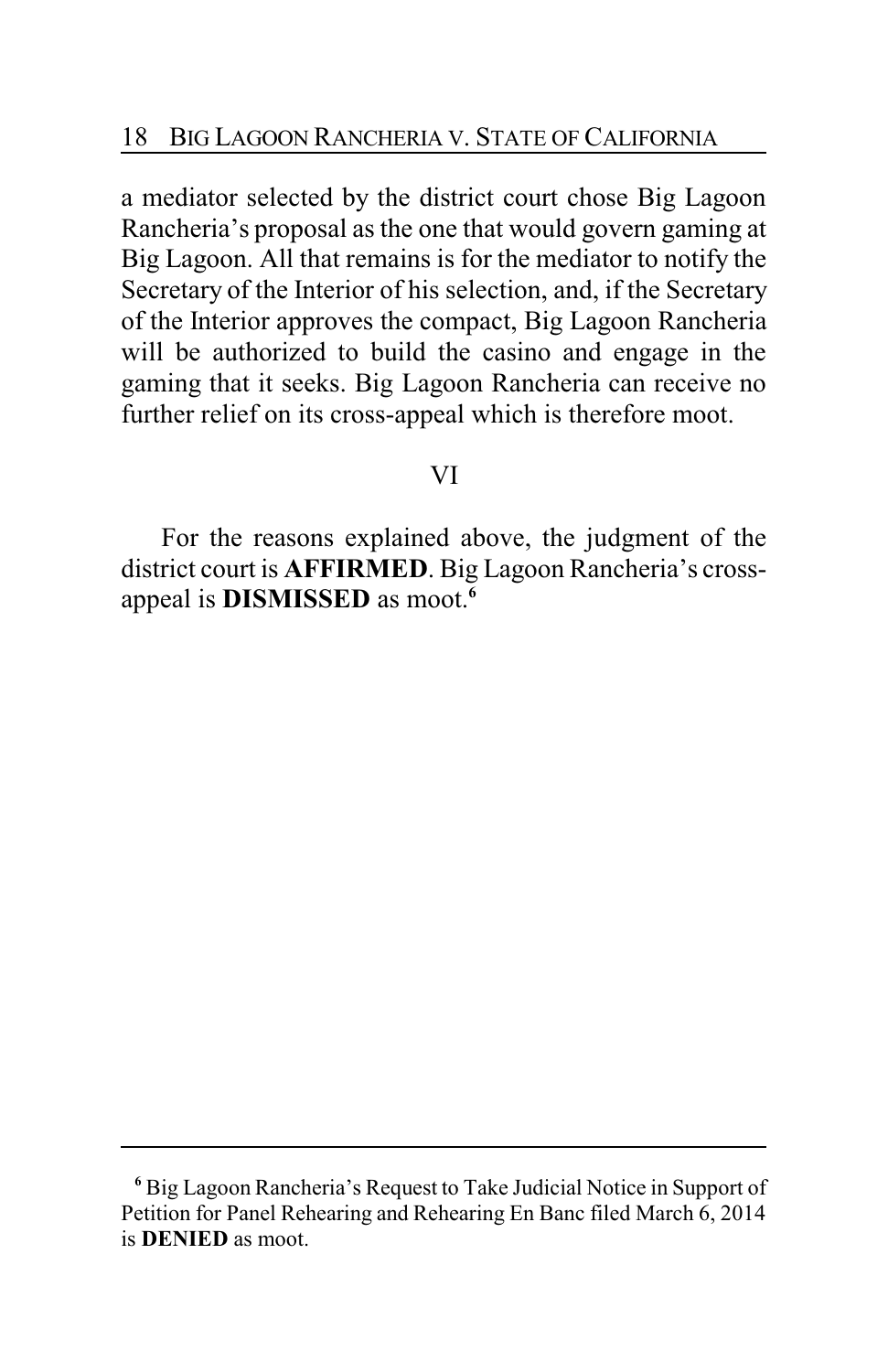a mediator selected by the district court chose Big Lagoon Rancheria's proposal as the one that would govern gaming at Big Lagoon. All that remains is for the mediator to notify the Secretary of the Interior of his selection, and, if the Secretary of the Interior approves the compact, Big Lagoon Rancheria will be authorized to build the casino and engage in the gaming that it seeks. Big Lagoon Rancheria can receive no further relief on its cross-appeal which is therefore moot.

## VI

For the reasons explained above, the judgment of the district court is **AFFIRMED**. Big Lagoon Rancheria's cross-appeal is **DISMISSED** as moot.[6]

---

[6] Big Lagoon Rancheria's Request to Take Judicial Notice in Support of Petition for Panel Rehearing and Rehearing En Banc filed March 6, 2014 is **DENIED** as moot.